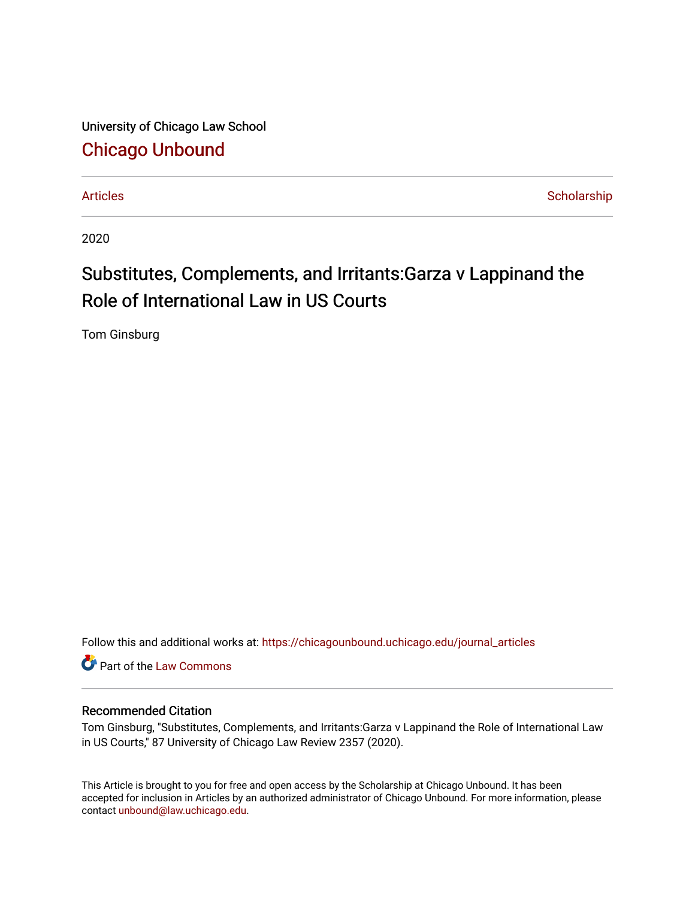University of Chicago Law School

# Chicago Unbound

Articles | Scholarship

2020

# Substitutes, Complements, and Irritants:Garza v Lappinand the Role of International Law in US Courts

Tom Ginsburg

Follow this and additional works at: https://chicagounbound.uchicago.edu/journal_articles

Part of the Law Commons

## Recommended Citation

Tom Ginsburg, "Substitutes, Complements, and Irritants:Garza v Lappinand the Role of International Law in US Courts," 87 University of Chicago Law Review 2357 (2020).

This Article is brought to you for free and open access by the Scholarship at Chicago Unbound. It has been accepted for inclusion in Articles by an authorized administrator of Chicago Unbound. For more information, please contact unbound@law.uchicago.edu.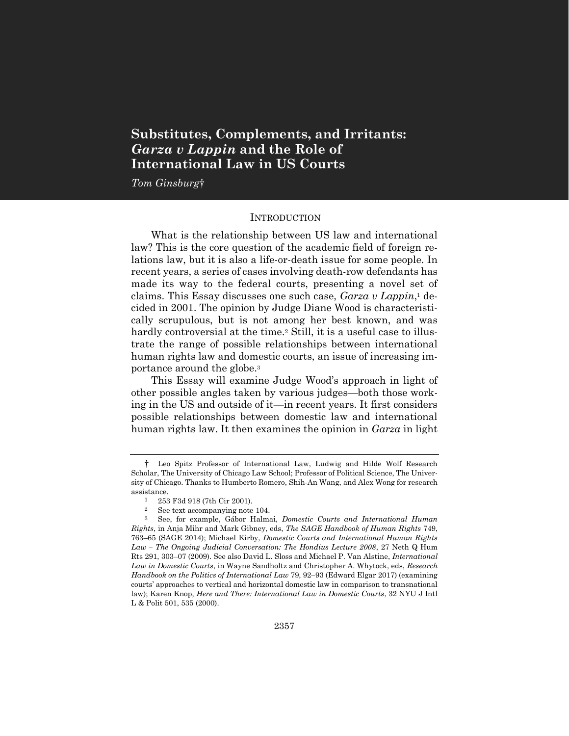# Substitutes, Complements, and Irritants: *Garza v Lappin* and the Role of International Law in US Courts

*Tom Ginsburg*†

## INTRODUCTION

What is the relationship between US law and international law? This is the core question of the academic field of foreign relations law, but it is also a life-or-death issue for some people. In recent years, a series of cases involving death-row defendants has made its way to the federal courts, presenting a novel set of claims. This Essay discusses one such case, *Garza v Lappin*,[1] decided in 2001. The opinion by Judge Diane Wood is characteristically scrupulous, but is not among her best known, and was hardly controversial at the time.[2] Still, it is a useful case to illustrate the range of possible relationships between international human rights law and domestic courts, an issue of increasing importance around the globe.[3]

This Essay will examine Judge Wood's approach in light of other possible angles taken by various judges—both those working in the US and outside of it—in recent years. It first considers possible relationships between domestic law and international human rights law. It then examines the opinion in *Garza* in light

---

† Leo Spitz Professor of International Law, Ludwig and Hilde Wolf Research Scholar, The University of Chicago Law School; Professor of Political Science, The University of Chicago. Thanks to Humberto Romero, Shih-An Wang, and Alex Wong for research assistance.

1 253 F3d 918 (7th Cir 2001).

2 See text accompanying note 104.

3 See, for example, Gábor Halmai, *Domestic Courts and International Human Rights*, in Anja Mihr and Mark Gibney, eds, *The SAGE Handbook of Human Rights* 749, 763–65 (SAGE 2014); Michael Kirby, *Domestic Courts and International Human Rights Law – The Ongoing Judicial Conversation: The Hondius Lecture 2008*, 27 Neth Q Hum Rts 291, 303–07 (2009). See also David L. Sloss and Michael P. Van Alstine, *International Law in Domestic Courts*, in Wayne Sandholtz and Christopher A. Whytock, eds, *Research Handbook on the Politics of International Law* 79, 92–93 (Edward Elgar 2017) (examining courts' approaches to vertical and horizontal domestic law in comparison to transnational law); Karen Knop, *Here and There: International Law in Domestic Courts*, 32 NYU J Intl L & Polit 501, 535 (2000).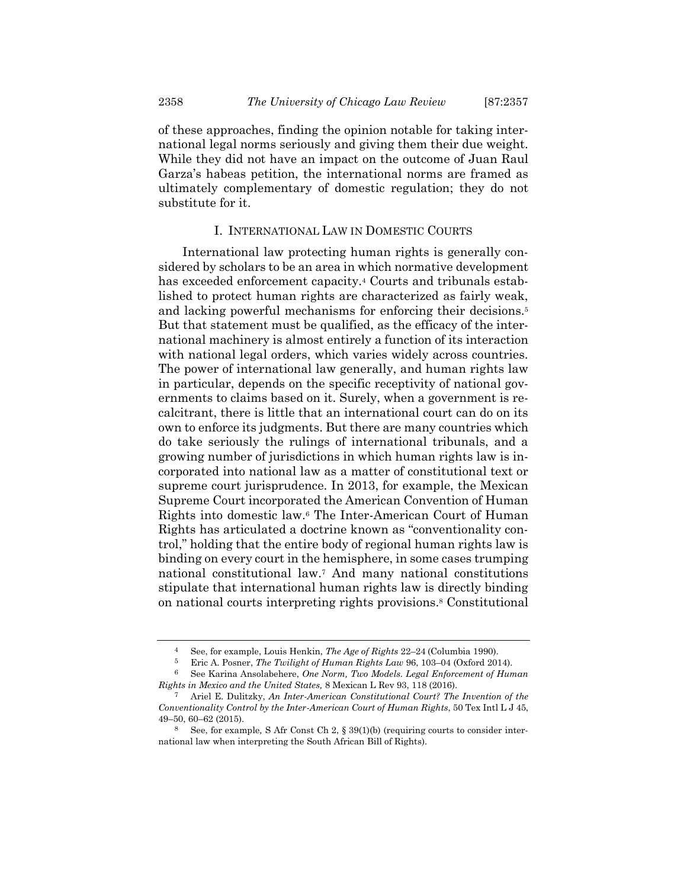of these approaches, finding the opinion notable for taking international legal norms seriously and giving them their due weight. While they did not have an impact on the outcome of Juan Raul Garza's habeas petition, the international norms are framed as ultimately complementary of domestic regulation; they do not substitute for it.

## I. INTERNATIONAL LAW IN DOMESTIC COURTS

International law protecting human rights is generally considered by scholars to be an area in which normative development has exceeded enforcement capacity.[4] Courts and tribunals established to protect human rights are characterized as fairly weak, and lacking powerful mechanisms for enforcing their decisions.[5] But that statement must be qualified, as the efficacy of the international machinery is almost entirely a function of its interaction with national legal orders, which varies widely across countries. The power of international law generally, and human rights law in particular, depends on the specific receptivity of national governments to claims based on it. Surely, when a government is recalcitrant, there is little that an international court can do on its own to enforce its judgments. But there are many countries which do take seriously the rulings of international tribunals, and a growing number of jurisdictions in which human rights law is incorporated into national law as a matter of constitutional text or supreme court jurisprudence. In 2013, for example, the Mexican Supreme Court incorporated the American Convention of Human Rights into domestic law.[6] The Inter-American Court of Human Rights has articulated a doctrine known as "conventionality control," holding that the entire body of regional human rights law is binding on every court in the hemisphere, in some cases trumping national constitutional law.[7] And many national constitutions stipulate that international human rights law is directly binding on national courts interpreting rights provisions.[8] Constitutional

---

[4] See, for example, Louis Henkin, *The Age of Rights* 22–24 (Columbia 1990).

[5] Eric A. Posner, *The Twilight of Human Rights Law* 96, 103–04 (Oxford 2014).

[6] See Karina Ansolabehere, *One Norm, Two Models. Legal Enforcement of Human Rights in Mexico and the United States,* 8 Mexican L Rev 93, 118 (2016).

[7] Ariel E. Dulitzky, *An Inter-American Constitutional Court? The Invention of the Conventionality Control by the Inter-American Court of Human Rights*, 50 Tex Intl L J 45, 49–50, 60–62 (2015).

[8] See, for example*,* S Afr Const Ch 2, § 39(1)(b) (requiring courts to consider international law when interpreting the South African Bill of Rights).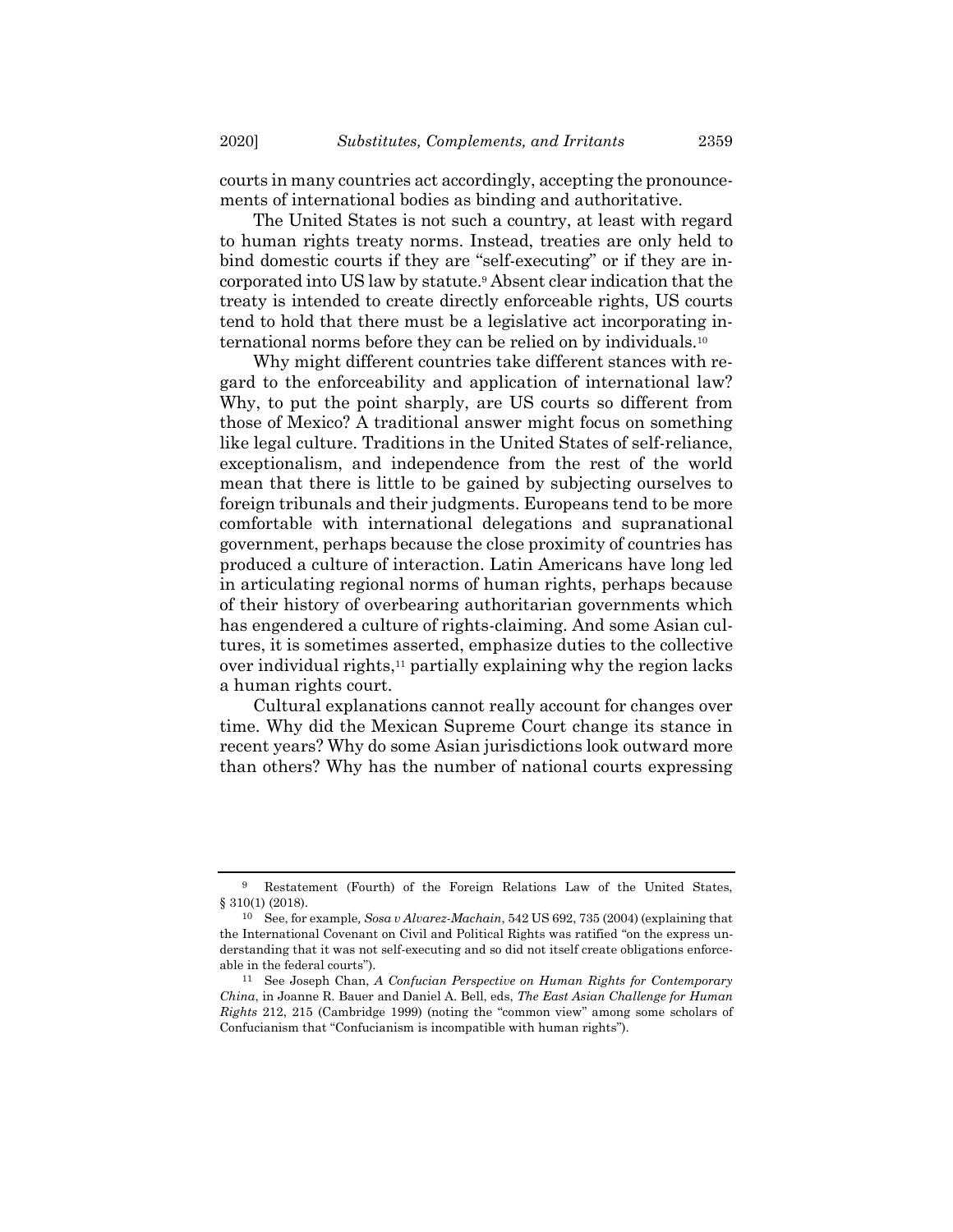courts in many countries act accordingly, accepting the pronouncements of international bodies as binding and authoritative.

The United States is not such a country, at least with regard to human rights treaty norms. Instead, treaties are only held to bind domestic courts if they are "self-executing" or if they are incorporated into US law by statute.[9] Absent clear indication that the treaty is intended to create directly enforceable rights, US courts tend to hold that there must be a legislative act incorporating international norms before they can be relied on by individuals.[10]

Why might different countries take different stances with regard to the enforceability and application of international law? Why, to put the point sharply, are US courts so different from those of Mexico? A traditional answer might focus on something like legal culture. Traditions in the United States of self-reliance, exceptionalism, and independence from the rest of the world mean that there is little to be gained by subjecting ourselves to foreign tribunals and their judgments. Europeans tend to be more comfortable with international delegations and supranational government, perhaps because the close proximity of countries has produced a culture of interaction. Latin Americans have long led in articulating regional norms of human rights, perhaps because of their history of overbearing authoritarian governments which has engendered a culture of rights-claiming. And some Asian cultures, it is sometimes asserted, emphasize duties to the collective over individual rights,[11] partially explaining why the region lacks a human rights court.

Cultural explanations cannot really account for changes over time. Why did the Mexican Supreme Court change its stance in recent years? Why do some Asian jurisdictions look outward more than others? Why has the number of national courts expressing

---

[9] Restatement (Fourth) of the Foreign Relations Law of the United States, § 310(1) (2018).

[10] See, for example, *Sosa v Alvarez-Machain*, 542 US 692, 735 (2004) (explaining that the International Covenant on Civil and Political Rights was ratified "on the express understanding that it was not self-executing and so did not itself create obligations enforceable in the federal courts").

[11] See Joseph Chan, *A Confucian Perspective on Human Rights for Contemporary China*, in Joanne R. Bauer and Daniel A. Bell, eds, *The East Asian Challenge for Human Rights* 212, 215 (Cambridge 1999) (noting the "common view" among some scholars of Confucianism that "Confucianism is incompatible with human rights").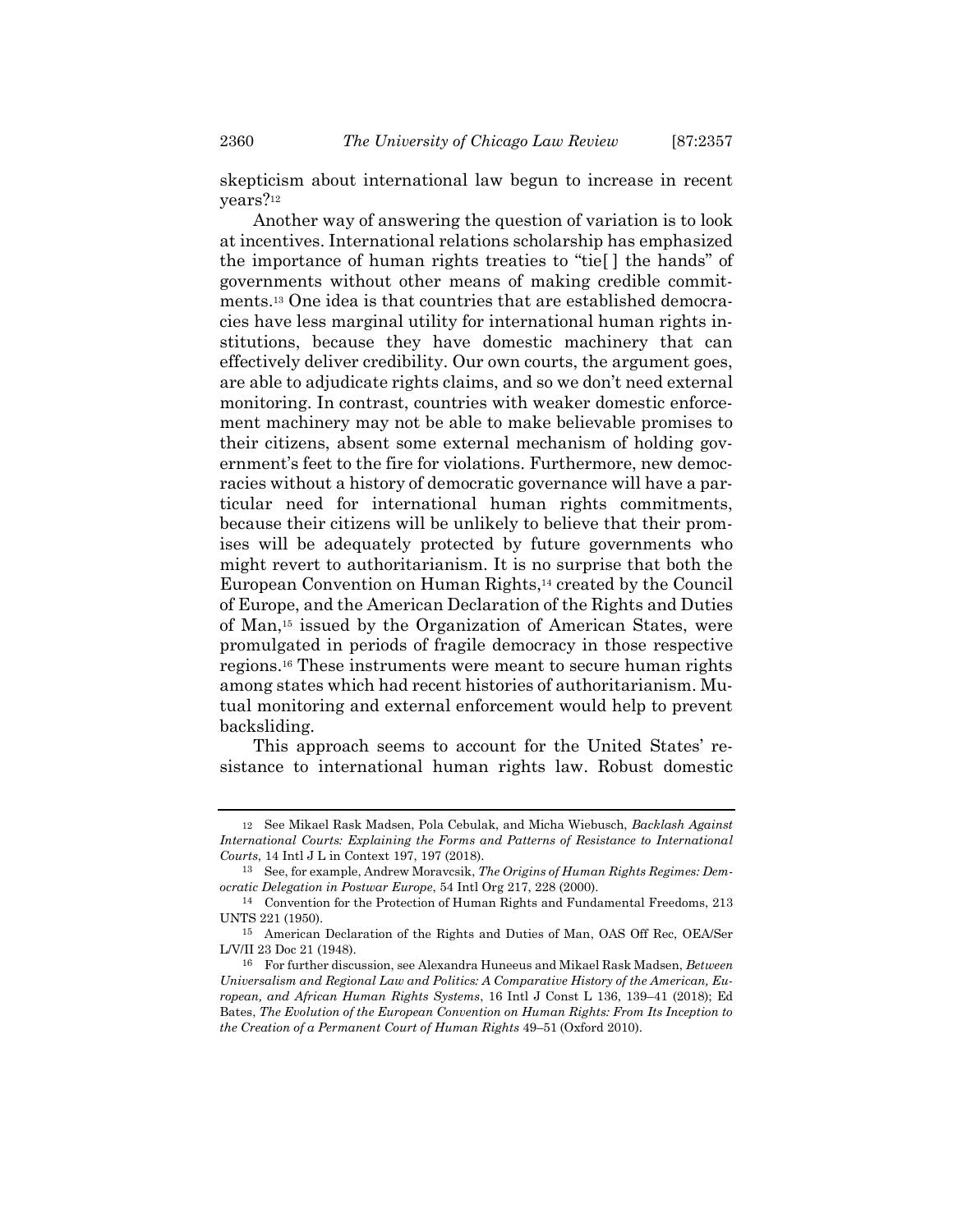skepticism about international law begun to increase in recent years?[12]

Another way of answering the question of variation is to look at incentives. International relations scholarship has emphasized the importance of human rights treaties to "tie[ ] the hands" of governments without other means of making credible commitments.[13] One idea is that countries that are established democracies have less marginal utility for international human rights institutions, because they have domestic machinery that can effectively deliver credibility. Our own courts, the argument goes, are able to adjudicate rights claims, and so we don't need external monitoring. In contrast, countries with weaker domestic enforcement machinery may not be able to make believable promises to their citizens, absent some external mechanism of holding government's feet to the fire for violations. Furthermore, new democracies without a history of democratic governance will have a particular need for international human rights commitments, because their citizens will be unlikely to believe that their promises will be adequately protected by future governments who might revert to authoritarianism. It is no surprise that both the European Convention on Human Rights,[14] created by the Council of Europe, and the American Declaration of the Rights and Duties of Man,[15] issued by the Organization of American States, were promulgated in periods of fragile democracy in those respective regions.[16] These instruments were meant to secure human rights among states which had recent histories of authoritarianism. Mutual monitoring and external enforcement would help to prevent backsliding.

This approach seems to account for the United States' resistance to international human rights law. Robust domestic

---

12 See Mikael Rask Madsen, Pola Cebulak, and Micha Wiebusch, *Backlash Against International Courts: Explaining the Forms and Patterns of Resistance to International Courts*, 14 Intl J L in Context 197, 197 (2018).

13 See, for example, Andrew Moravcsik, *The Origins of Human Rights Regimes: Democratic Delegation in Postwar Europe*, 54 Intl Org 217, 228 (2000).

14 Convention for the Protection of Human Rights and Fundamental Freedoms, 213 UNTS 221 (1950).

15 American Declaration of the Rights and Duties of Man, OAS Off Rec, OEA/Ser L/V/II 23 Doc 21 (1948).

16 For further discussion, see Alexandra Huneeus and Mikael Rask Madsen, *Between Universalism and Regional Law and Politics: A Comparative History of the American, European, and African Human Rights Systems*, 16 Intl J Const L 136, 139–41 (2018); Ed Bates, *The Evolution of the European Convention on Human Rights: From Its Inception to the Creation of a Permanent Court of Human Rights* 49–51 (Oxford 2010).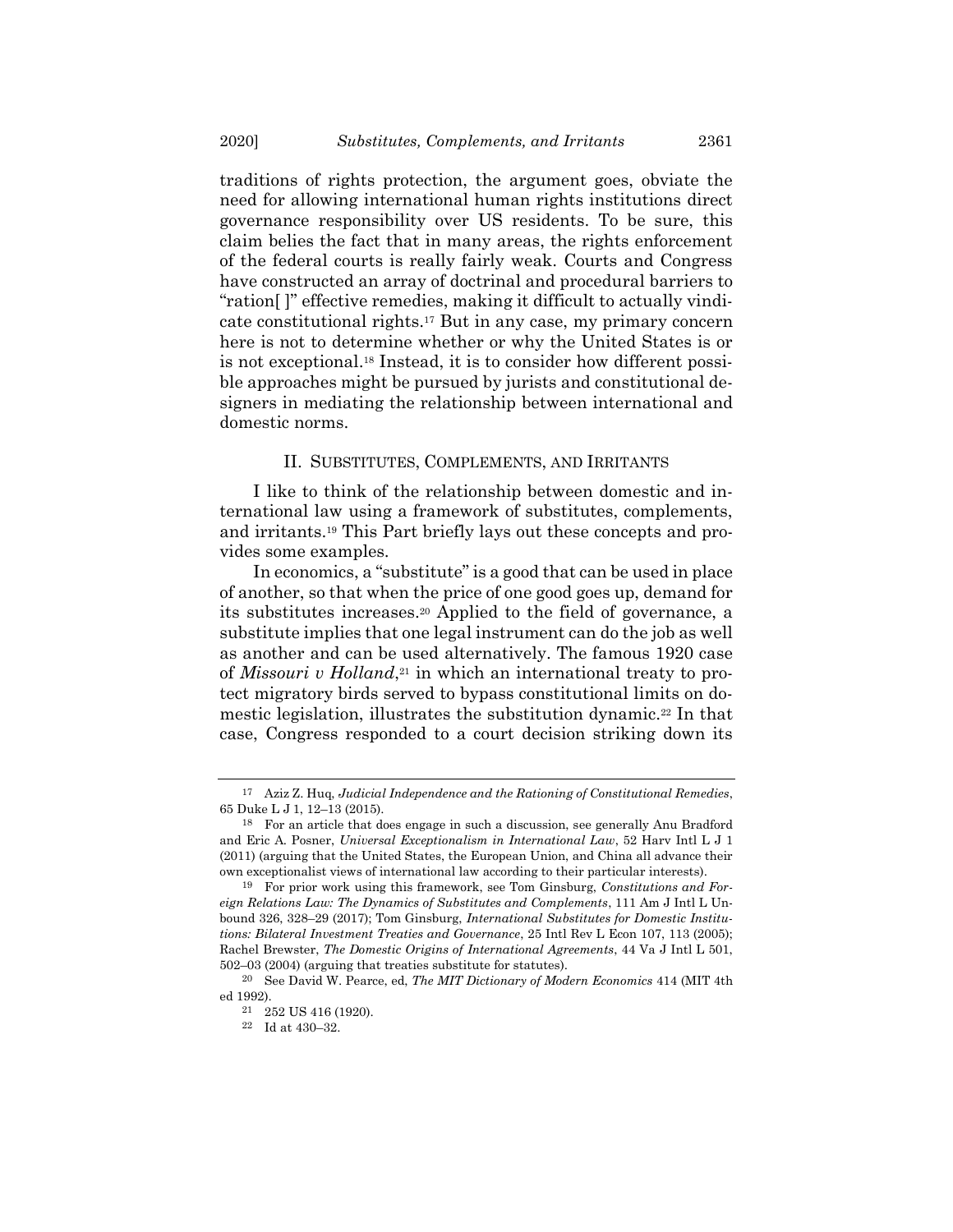traditions of rights protection, the argument goes, obviate the need for allowing international human rights institutions direct governance responsibility over US residents. To be sure, this claim belies the fact that in many areas, the rights enforcement of the federal courts is really fairly weak. Courts and Congress have constructed an array of doctrinal and procedural barriers to "ration[ ]" effective remedies, making it difficult to actually vindicate constitutional rights.[17] But in any case, my primary concern here is not to determine whether or why the United States is or is not exceptional.[18] Instead, it is to consider how different possible approaches might be pursued by jurists and constitutional designers in mediating the relationship between international and domestic norms.

## II. SUBSTITUTES, COMPLEMENTS, AND IRRITANTS

I like to think of the relationship between domestic and international law using a framework of substitutes, complements, and irritants.[19] This Part briefly lays out these concepts and provides some examples.

In economics, a "substitute" is a good that can be used in place of another, so that when the price of one good goes up, demand for its substitutes increases.[20] Applied to the field of governance, a substitute implies that one legal instrument can do the job as well as another and can be used alternatively. The famous 1920 case of *Missouri v Holland*,[21] in which an international treaty to protect migratory birds served to bypass constitutional limits on domestic legislation, illustrates the substitution dynamic.[22] In that case, Congress responded to a court decision striking down its

---

[17] Aziz Z. Huq, *Judicial Independence and the Rationing of Constitutional Remedies*, 65 Duke L J 1, 12–13 (2015).

[18] For an article that does engage in such a discussion, see generally Anu Bradford and Eric A. Posner, *Universal Exceptionalism in International Law*, 52 Harv Intl L J 1 (2011) (arguing that the United States, the European Union, and China all advance their own exceptionalist views of international law according to their particular interests).

[19] For prior work using this framework, see Tom Ginsburg, *Constitutions and Foreign Relations Law: The Dynamics of Substitutes and Complements*, 111 Am J Intl L Unbound 326, 328–29 (2017); Tom Ginsburg, *International Substitutes for Domestic Institutions: Bilateral Investment Treaties and Governance*, 25 Intl Rev L Econ 107, 113 (2005); Rachel Brewster, *The Domestic Origins of International Agreements*, 44 Va J Intl L 501, 502–03 (2004) (arguing that treaties substitute for statutes).

[20] See David W. Pearce, ed, *The MIT Dictionary of Modern Economics* 414 (MIT 4th ed 1992).

[21] 252 US 416 (1920).

[22] Id at 430–32.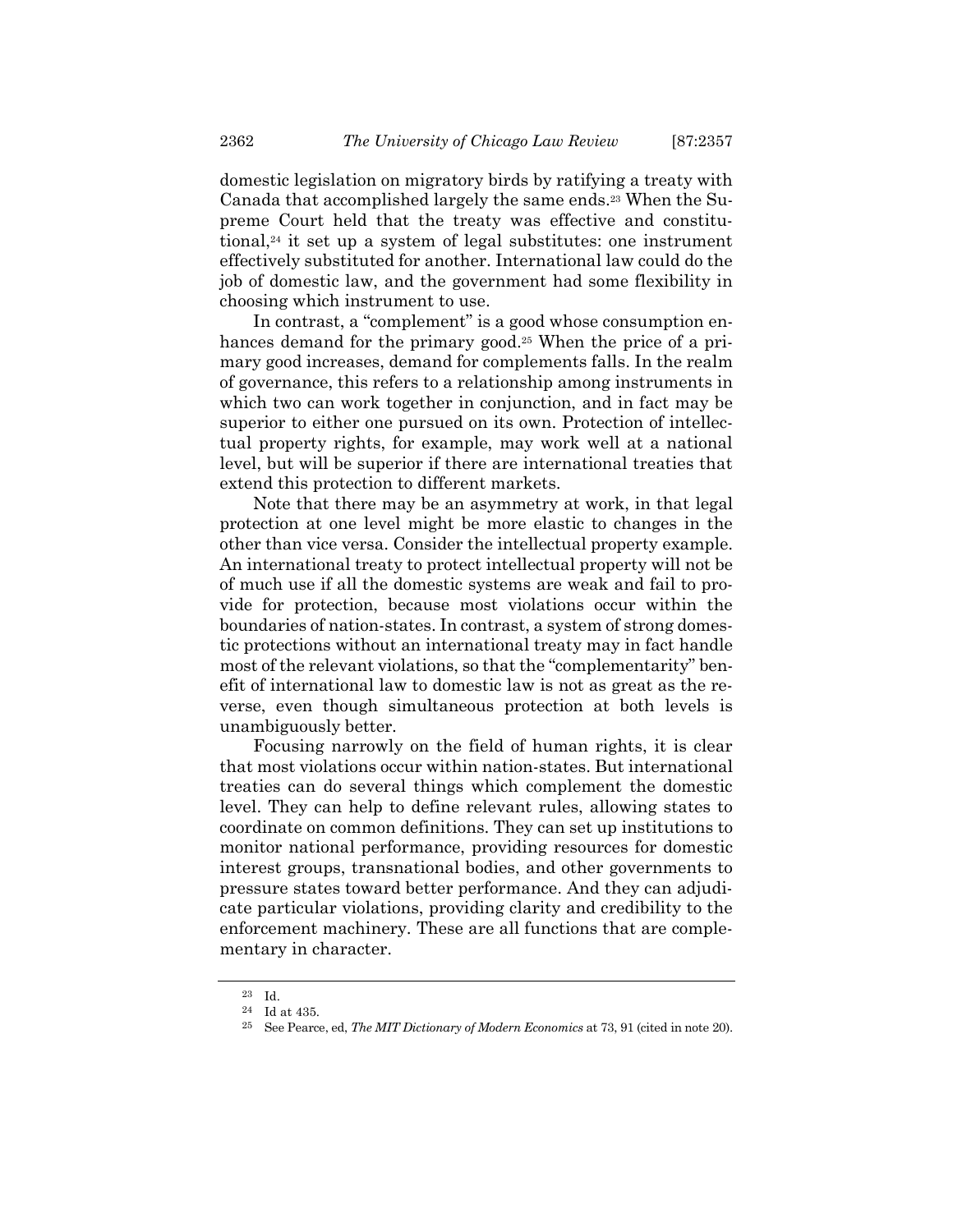domestic legislation on migratory birds by ratifying a treaty with Canada that accomplished largely the same ends.[23] When the Supreme Court held that the treaty was effective and constitutional,[24] it set up a system of legal substitutes: one instrument effectively substituted for another. International law could do the job of domestic law, and the government had some flexibility in choosing which instrument to use.

In contrast, a "complement" is a good whose consumption enhances demand for the primary good.[25] When the price of a primary good increases, demand for complements falls. In the realm of governance, this refers to a relationship among instruments in which two can work together in conjunction, and in fact may be superior to either one pursued on its own. Protection of intellectual property rights, for example, may work well at a national level, but will be superior if there are international treaties that extend this protection to different markets.

Note that there may be an asymmetry at work, in that legal protection at one level might be more elastic to changes in the other than vice versa. Consider the intellectual property example. An international treaty to protect intellectual property will not be of much use if all the domestic systems are weak and fail to provide for protection, because most violations occur within the boundaries of nation-states. In contrast, a system of strong domestic protections without an international treaty may in fact handle most of the relevant violations, so that the "complementarity" benefit of international law to domestic law is not as great as the reverse, even though simultaneous protection at both levels is unambiguously better.

Focusing narrowly on the field of human rights, it is clear that most violations occur within nation-states. But international treaties can do several things which complement the domestic level. They can help to define relevant rules, allowing states to coordinate on common definitions. They can set up institutions to monitor national performance, providing resources for domestic interest groups, transnational bodies, and other governments to pressure states toward better performance. And they can adjudicate particular violations, providing clarity and credibility to the enforcement machinery. These are all functions that are complementary in character.

---

[23] Id.

[24] Id at 435.

[25] See Pearce, ed, *The MIT Dictionary of Modern Economics* at 73, 91 (cited in note 20).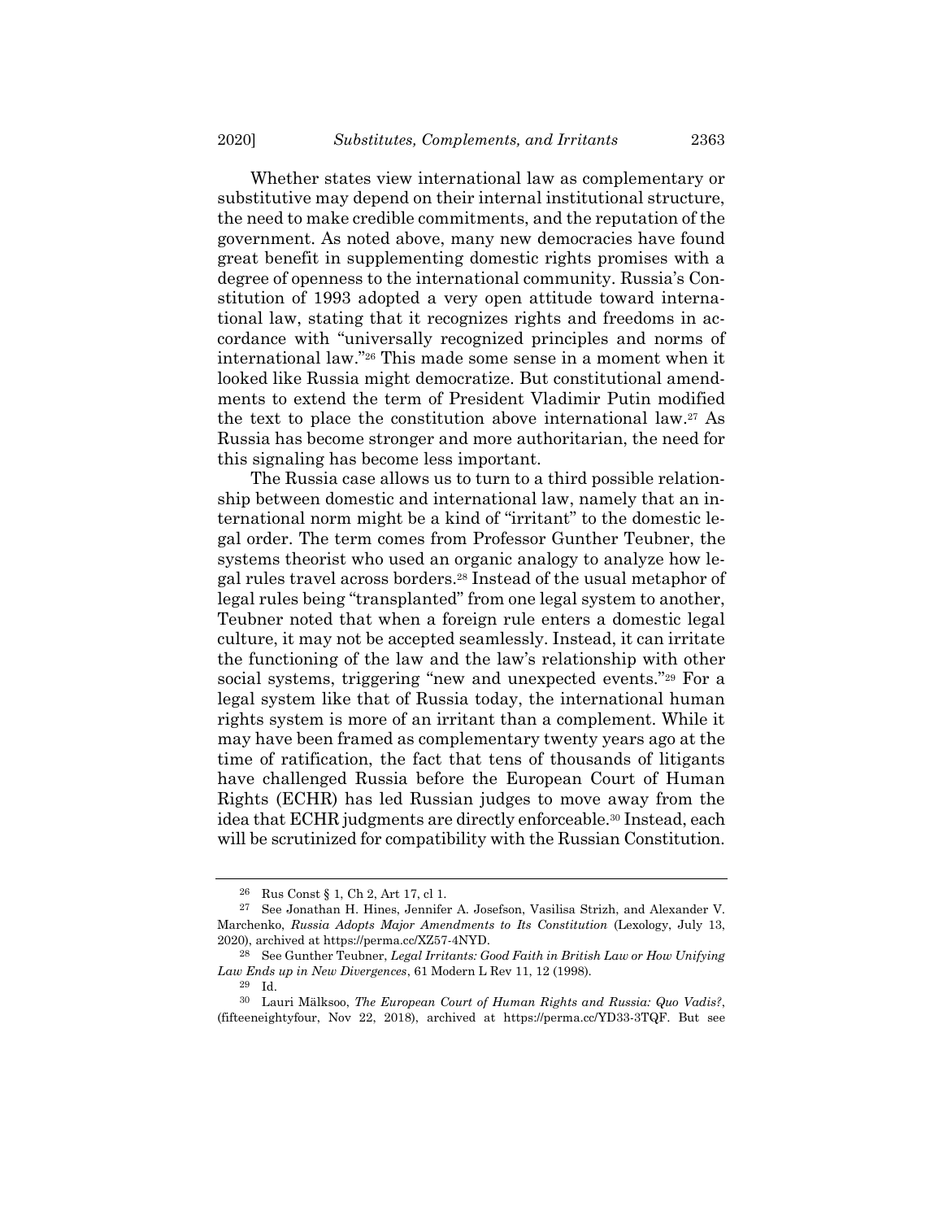Whether states view international law as complementary or substitutive may depend on their internal institutional structure, the need to make credible commitments, and the reputation of the government. As noted above, many new democracies have found great benefit in supplementing domestic rights promises with a degree of openness to the international community. Russia's Constitution of 1993 adopted a very open attitude toward international law, stating that it recognizes rights and freedoms in accordance with "universally recognized principles and norms of international law."[26] This made some sense in a moment when it looked like Russia might democratize. But constitutional amendments to extend the term of President Vladimir Putin modified the text to place the constitution above international law.[27] As Russia has become stronger and more authoritarian, the need for this signaling has become less important.

The Russia case allows us to turn to a third possible relationship between domestic and international law, namely that an international norm might be a kind of "irritant" to the domestic legal order. The term comes from Professor Gunther Teubner, the systems theorist who used an organic analogy to analyze how legal rules travel across borders.[28] Instead of the usual metaphor of legal rules being "transplanted" from one legal system to another, Teubner noted that when a foreign rule enters a domestic legal culture, it may not be accepted seamlessly. Instead, it can irritate the functioning of the law and the law's relationship with other social systems, triggering "new and unexpected events."[29] For a legal system like that of Russia today, the international human rights system is more of an irritant than a complement. While it may have been framed as complementary twenty years ago at the time of ratification, the fact that tens of thousands of litigants have challenged Russia before the European Court of Human Rights (ECHR) has led Russian judges to move away from the idea that ECHR judgments are directly enforceable.[30] Instead, each will be scrutinized for compatibility with the Russian Constitution.

---

[26] Rus Const § 1, Ch 2, Art 17, cl 1.

[27] See Jonathan H. Hines, Jennifer A. Josefson, Vasilisa Strizh, and Alexander V. Marchenko, *Russia Adopts Major Amendments to Its Constitution* (Lexology, July 13, 2020), archived at https://perma.cc/XZ57-4NYD.

[28] See Gunther Teubner, *Legal Irritants: Good Faith in British Law or How Unifying Law Ends up in New Divergences*, 61 Modern L Rev 11, 12 (1998).

[29] Id.

[30] Lauri Mälksoo, *The European Court of Human Rights and Russia: Quo Vadis?*, (fifteeneightyfour, Nov 22, 2018), archived at https://perma.cc/YD33-3TQF. But see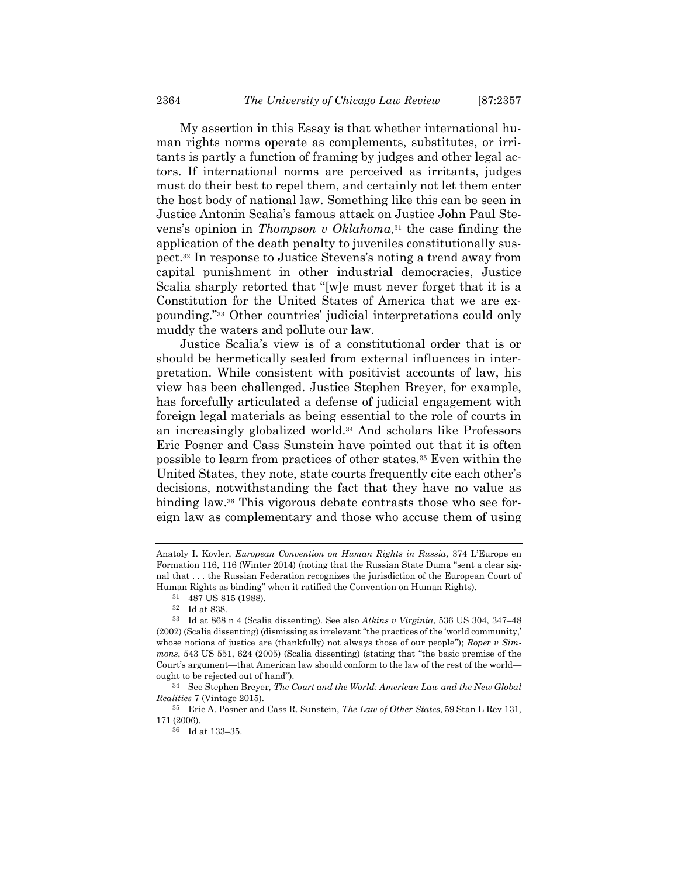My assertion in this Essay is that whether international human rights norms operate as complements, substitutes, or irritants is partly a function of framing by judges and other legal actors. If international norms are perceived as irritants, judges must do their best to repel them, and certainly not let them enter the host body of national law. Something like this can be seen in Justice Antonin Scalia's famous attack on Justice John Paul Stevens's opinion in *Thompson v Oklahoma,*[31] the case finding the application of the death penalty to juveniles constitutionally suspect.[32] In response to Justice Stevens's noting a trend away from capital punishment in other industrial democracies, Justice Scalia sharply retorted that "[w]e must never forget that it is a Constitution for the United States of America that we are expounding."[33] Other countries' judicial interpretations could only muddy the waters and pollute our law.

Justice Scalia's view is of a constitutional order that is or should be hermetically sealed from external influences in interpretation. While consistent with positivist accounts of law, his view has been challenged. Justice Stephen Breyer, for example, has forcefully articulated a defense of judicial engagement with foreign legal materials as being essential to the role of courts in an increasingly globalized world.[34] And scholars like Professors Eric Posner and Cass Sunstein have pointed out that it is often possible to learn from practices of other states.[35] Even within the United States, they note, state courts frequently cite each other's decisions, notwithstanding the fact that they have no value as binding law.[36] This vigorous debate contrasts those who see foreign law as complementary and those who accuse them of using

---

Anatoly I. Kovler, *European Convention on Human Rights in Russia,* 374 L'Europe en Formation 116, 116 (Winter 2014) (noting that the Russian State Duma "sent a clear signal that . . . the Russian Federation recognizes the jurisdiction of the European Court of Human Rights as binding" when it ratified the Convention on Human Rights).

[31] 487 US 815 (1988).

[32] Id at 838.

[33] Id at 868 n 4 (Scalia dissenting). See also *Atkins v Virginia*, 536 US 304, 347–48 (2002) (Scalia dissenting) (dismissing as irrelevant "the practices of the 'world community,' whose notions of justice are (thankfully) not always those of our people"); *Roper v Simmons*, 543 US 551, 624 (2005) (Scalia dissenting) (stating that "the basic premise of the Court's argument—that American law should conform to the law of the rest of the world—ought to be rejected out of hand").

[34] See Stephen Breyer, *The Court and the World: American Law and the New Global Realities* 7 (Vintage 2015).

[35] Eric A. Posner and Cass R. Sunstein, *The Law of Other States*, 59 Stan L Rev 131, 171 (2006).

[36] Id at 133–35.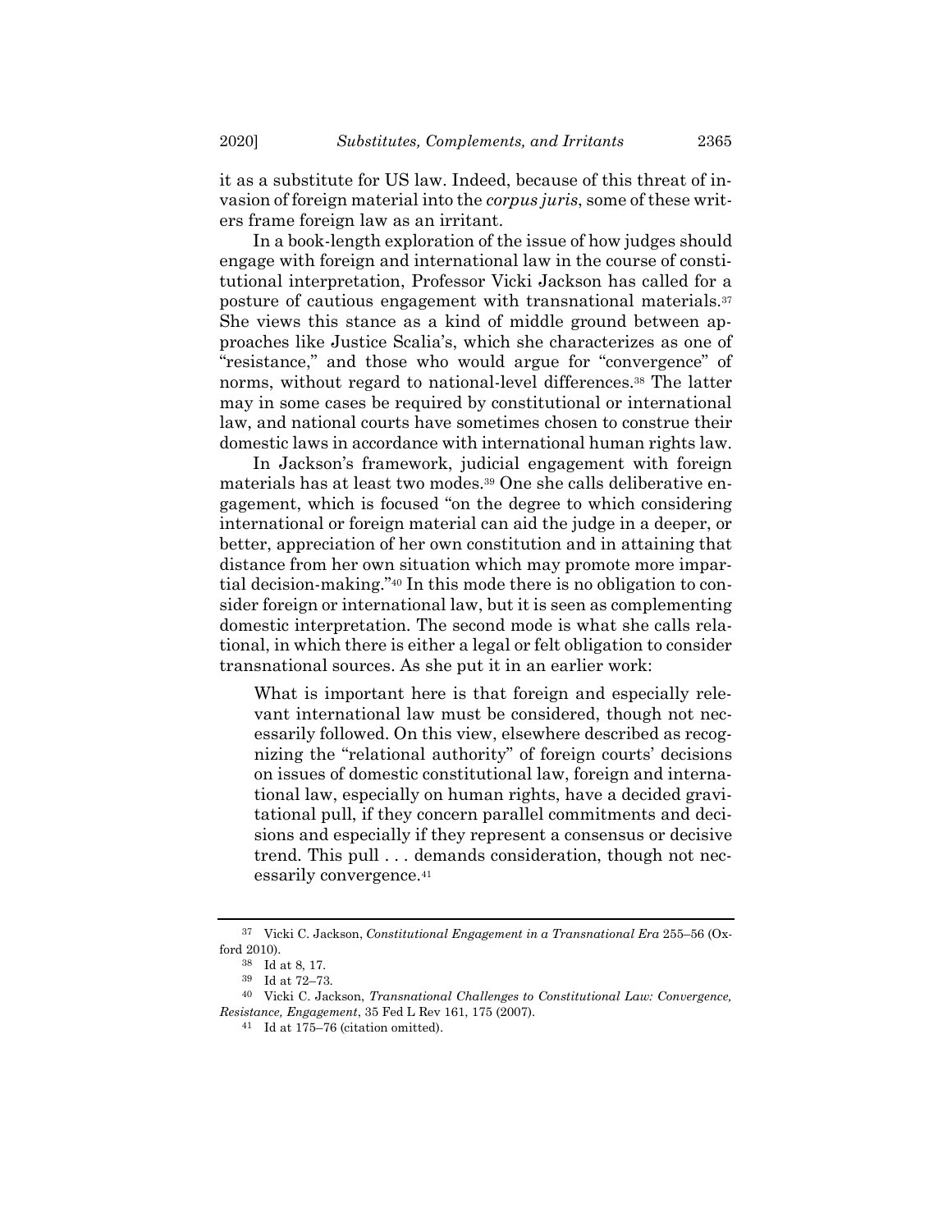it as a substitute for US law. Indeed, because of this threat of invasion of foreign material into the *corpus juris*, some of these writers frame foreign law as an irritant.

In a book-length exploration of the issue of how judges should engage with foreign and international law in the course of constitutional interpretation, Professor Vicki Jackson has called for a posture of cautious engagement with transnational materials.[37] She views this stance as a kind of middle ground between approaches like Justice Scalia's, which she characterizes as one of "resistance," and those who would argue for "convergence" of norms, without regard to national-level differences.[38] The latter may in some cases be required by constitutional or international law, and national courts have sometimes chosen to construe their domestic laws in accordance with international human rights law.

In Jackson's framework, judicial engagement with foreign materials has at least two modes.[39] One she calls deliberative engagement, which is focused "on the degree to which considering international or foreign material can aid the judge in a deeper, or better, appreciation of her own constitution and in attaining that distance from her own situation which may promote more impartial decision-making."[40] In this mode there is no obligation to consider foreign or international law, but it is seen as complementing domestic interpretation. The second mode is what she calls relational, in which there is either a legal or felt obligation to consider transnational sources. As she put it in an earlier work:

> What is important here is that foreign and especially relevant international law must be considered, though not necessarily followed. On this view, elsewhere described as recognizing the "relational authority" of foreign courts' decisions on issues of domestic constitutional law, foreign and international law, especially on human rights, have a decided gravitational pull, if they concern parallel commitments and decisions and especially if they represent a consensus or decisive trend. This pull . . . demands consideration, though not necessarily convergence.[41]

---

[37] Vicki C. Jackson, *Constitutional Engagement in a Transnational Era* 255–56 (Oxford 2010).

[38] Id at 8, 17.

[39] Id at 72–73.

[40] Vicki C. Jackson, *Transnational Challenges to Constitutional Law: Convergence, Resistance, Engagement*, 35 Fed L Rev 161, 175 (2007).

[41] Id at 175–76 (citation omitted).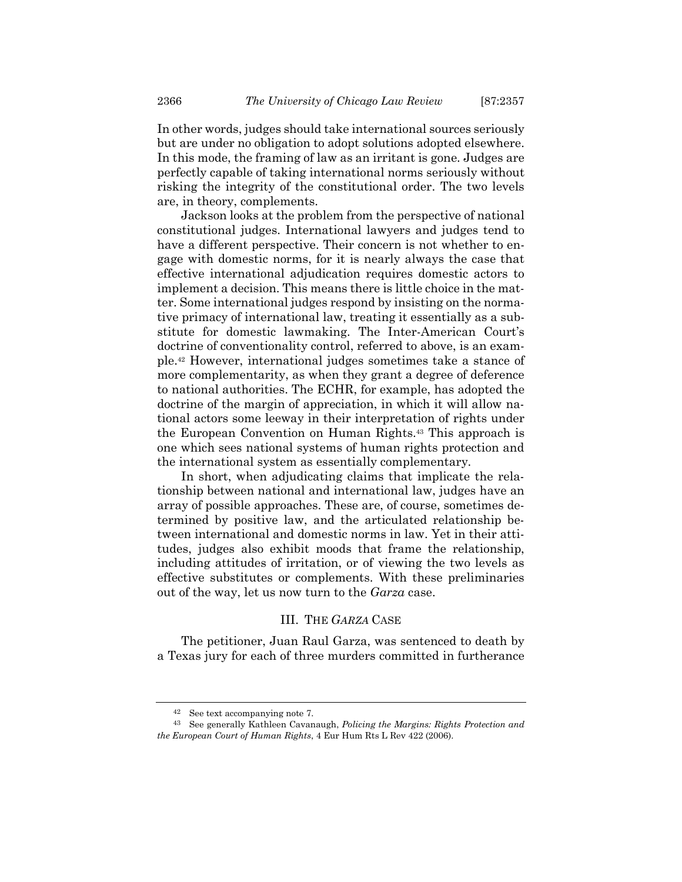In other words, judges should take international sources seriously but are under no obligation to adopt solutions adopted elsewhere. In this mode, the framing of law as an irritant is gone. Judges are perfectly capable of taking international norms seriously without risking the integrity of the constitutional order. The two levels are, in theory, complements.

Jackson looks at the problem from the perspective of national constitutional judges. International lawyers and judges tend to have a different perspective. Their concern is not whether to engage with domestic norms, for it is nearly always the case that effective international adjudication requires domestic actors to implement a decision. This means there is little choice in the matter. Some international judges respond by insisting on the normative primacy of international law, treating it essentially as a substitute for domestic lawmaking. The Inter-American Court's doctrine of conventionality control, referred to above, is an example.[42] However, international judges sometimes take a stance of more complementarity, as when they grant a degree of deference to national authorities. The ECHR, for example, has adopted the doctrine of the margin of appreciation, in which it will allow national actors some leeway in their interpretation of rights under the European Convention on Human Rights.[43] This approach is one which sees national systems of human rights protection and the international system as essentially complementary.

In short, when adjudicating claims that implicate the relationship between national and international law, judges have an array of possible approaches. These are, of course, sometimes determined by positive law, and the articulated relationship between international and domestic norms in law. Yet in their attitudes, judges also exhibit moods that frame the relationship, including attitudes of irritation, or of viewing the two levels as effective substitutes or complements. With these preliminaries out of the way, let us now turn to the *Garza* case.

## III. THE *GARZA* CASE

The petitioner, Juan Raul Garza, was sentenced to death by a Texas jury for each of three murders committed in furtherance

---

[42] See text accompanying note 7.

[43] See generally Kathleen Cavanaugh, *Policing the Margins: Rights Protection and the European Court of Human Rights*, 4 Eur Hum Rts L Rev 422 (2006).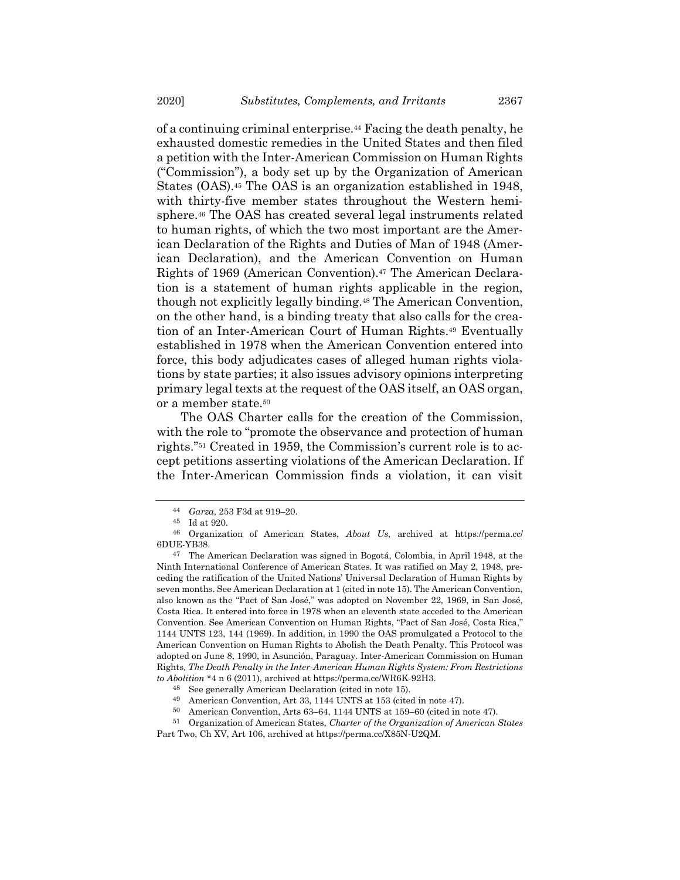of a continuing criminal enterprise.[44] Facing the death penalty, he exhausted domestic remedies in the United States and then filed a petition with the Inter-American Commission on Human Rights ("Commission"), a body set up by the Organization of American States (OAS).[45] The OAS is an organization established in 1948, with thirty-five member states throughout the Western hemisphere.[46] The OAS has created several legal instruments related to human rights, of which the two most important are the American Declaration of the Rights and Duties of Man of 1948 (American Declaration), and the American Convention on Human Rights of 1969 (American Convention).[47] The American Declaration is a statement of human rights applicable in the region, though not explicitly legally binding.[48] The American Convention, on the other hand, is a binding treaty that also calls for the creation of an Inter-American Court of Human Rights.[49] Eventually established in 1978 when the American Convention entered into force, this body adjudicates cases of alleged human rights violations by state parties; it also issues advisory opinions interpreting primary legal texts at the request of the OAS itself, an OAS organ, or a member state.[50]

The OAS Charter calls for the creation of the Commission, with the role to "promote the observance and protection of human rights."[51] Created in 1959, the Commission's current role is to accept petitions asserting violations of the American Declaration. If the Inter-American Commission finds a violation, it can visit

---

[44] *Garza*, 253 F3d at 919–20.

[45] Id at 920.

[46] Organization of American States, *About Us*, archived at https://perma.cc/6DUE-YB38.

[47] The American Declaration was signed in Bogotá, Colombia, in April 1948, at the Ninth International Conference of American States. It was ratified on May 2, 1948, preceding the ratification of the United Nations' Universal Declaration of Human Rights by seven months. See American Declaration at 1 (cited in note 15). The American Convention, also known as the "Pact of San José," was adopted on November 22, 1969, in San José, Costa Rica. It entered into force in 1978 when an eleventh state acceded to the American Convention. See American Convention on Human Rights, "Pact of San José, Costa Rica," 1144 UNTS 123, 144 (1969). In addition, in 1990 the OAS promulgated a Protocol to the American Convention on Human Rights to Abolish the Death Penalty. This Protocol was adopted on June 8, 1990, in Asunción, Paraguay. Inter-American Commission on Human Rights, *The Death Penalty in the Inter-American Human Rights System: From Restrictions to Abolition* *4 n 6 (2011), archived at https://perma.cc/WR6K-92H3.

[48] See generally American Declaration (cited in note 15).

[49] American Convention, Art 33, 1144 UNTS at 153 (cited in note 47).

[50] American Convention, Arts 63–64, 1144 UNTS at 159–60 (cited in note 47).

[51] Organization of American States, *Charter of the Organization of American States* Part Two, Ch XV, Art 106, archived at https://perma.cc/X85N-U2QM.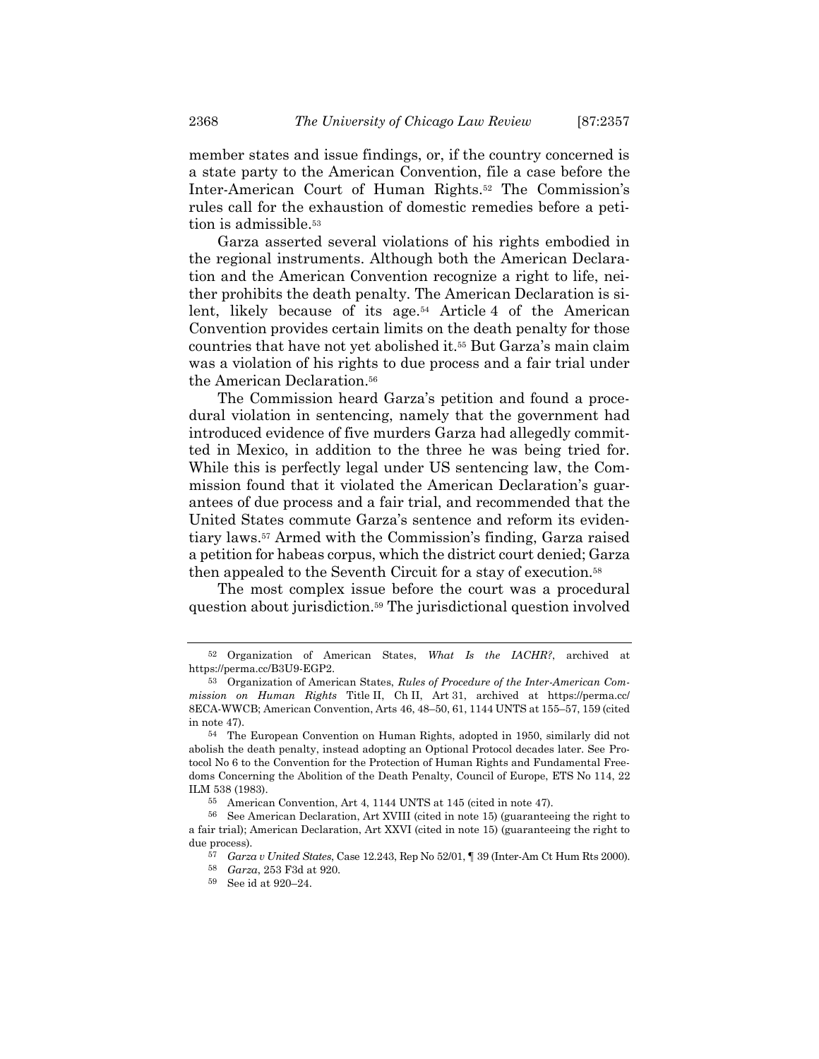member states and issue findings, or, if the country concerned is a state party to the American Convention, file a case before the Inter-American Court of Human Rights.[52] The Commission's rules call for the exhaustion of domestic remedies before a petition is admissible.[53]

Garza asserted several violations of his rights embodied in the regional instruments. Although both the American Declaration and the American Convention recognize a right to life, neither prohibits the death penalty. The American Declaration is silent, likely because of its age.[54] Article 4 of the American Convention provides certain limits on the death penalty for those countries that have not yet abolished it.[55] But Garza's main claim was a violation of his rights to due process and a fair trial under the American Declaration.[56]

The Commission heard Garza's petition and found a procedural violation in sentencing, namely that the government had introduced evidence of five murders Garza had allegedly committed in Mexico, in addition to the three he was being tried for. While this is perfectly legal under US sentencing law, the Commission found that it violated the American Declaration's guarantees of due process and a fair trial, and recommended that the United States commute Garza's sentence and reform its evidentiary laws.[57] Armed with the Commission's finding, Garza raised a petition for habeas corpus, which the district court denied; Garza then appealed to the Seventh Circuit for a stay of execution.[58]

The most complex issue before the court was a procedural question about jurisdiction.[59] The jurisdictional question involved

---

[52] Organization of American States, *What Is the IACHR?*, archived at https://perma.cc/B3U9-EGP2.

[53] Organization of American States, *Rules of Procedure of the Inter-American Commission on Human Rights* Title II, Ch II, Art 31, archived at https://perma.cc/8ECA-WWCB; American Convention, Arts 46, 48–50, 61, 1144 UNTS at 155–57, 159 (cited in note 47).

[54] The European Convention on Human Rights, adopted in 1950, similarly did not abolish the death penalty, instead adopting an Optional Protocol decades later. See Protocol No 6 to the Convention for the Protection of Human Rights and Fundamental Freedoms Concerning the Abolition of the Death Penalty, Council of Europe, ETS No 114, 22 ILM 538 (1983).

[55] American Convention, Art 4, 1144 UNTS at 145 (cited in note 47).

[56] See American Declaration, Art XVIII (cited in note 15) (guaranteeing the right to a fair trial); American Declaration, Art XXVI (cited in note 15) (guaranteeing the right to due process).

[57] *Garza v United States*, Case 12.243, Rep No 52/01, ¶ 39 (Inter-Am Ct Hum Rts 2000).

[58] *Garza*, 253 F3d at 920.

[59] See id at 920–24.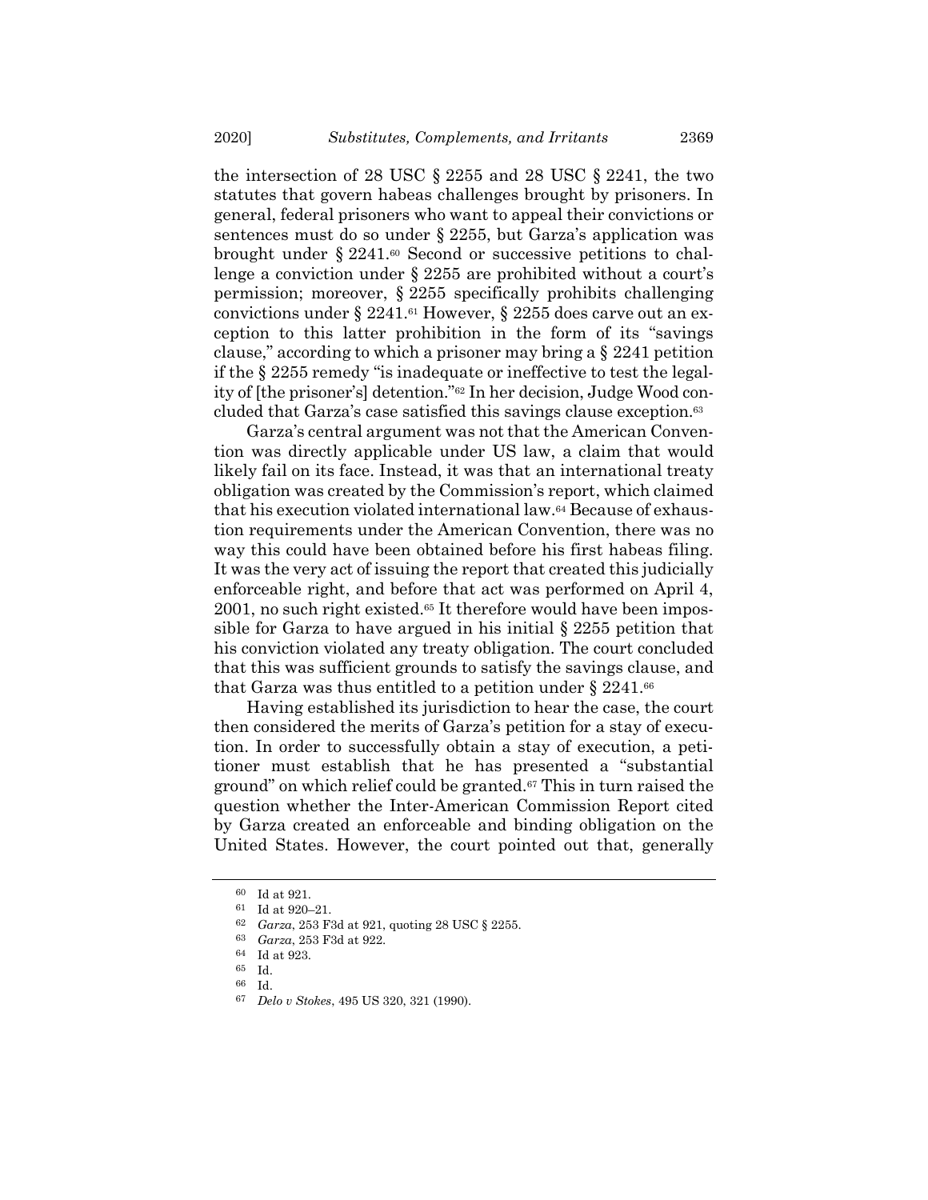the intersection of 28 USC § 2255 and 28 USC § 2241, the two statutes that govern habeas challenges brought by prisoners. In general, federal prisoners who want to appeal their convictions or sentences must do so under § 2255, but Garza's application was brought under § 2241.[60] Second or successive petitions to challenge a conviction under § 2255 are prohibited without a court's permission; moreover, § 2255 specifically prohibits challenging convictions under § 2241.[61] However, § 2255 does carve out an exception to this latter prohibition in the form of its "savings clause," according to which a prisoner may bring a § 2241 petition if the § 2255 remedy "is inadequate or ineffective to test the legality of [the prisoner's] detention."[62] In her decision, Judge Wood concluded that Garza's case satisfied this savings clause exception.[63]

Garza's central argument was not that the American Convention was directly applicable under US law, a claim that would likely fail on its face. Instead, it was that an international treaty obligation was created by the Commission's report, which claimed that his execution violated international law.[64] Because of exhaustion requirements under the American Convention, there was no way this could have been obtained before his first habeas filing. It was the very act of issuing the report that created this judicially enforceable right, and before that act was performed on April 4, 2001, no such right existed.[65] It therefore would have been impossible for Garza to have argued in his initial § 2255 petition that his conviction violated any treaty obligation. The court concluded that this was sufficient grounds to satisfy the savings clause, and that Garza was thus entitled to a petition under § 2241.[66]

Having established its jurisdiction to hear the case, the court then considered the merits of Garza's petition for a stay of execution. In order to successfully obtain a stay of execution, a petitioner must establish that he has presented a "substantial ground" on which relief could be granted.[67] This in turn raised the question whether the Inter-American Commission Report cited by Garza created an enforceable and binding obligation on the United States. However, the court pointed out that, generally

---

[60] Id at 921.

[61] Id at 920–21.

[62] *Garza*, 253 F3d at 921, quoting 28 USC § 2255.

[63] *Garza*, 253 F3d at 922.

[64] Id at 923.

[65] Id.

[66] Id.

[67] *Delo v Stokes*, 495 US 320, 321 (1990).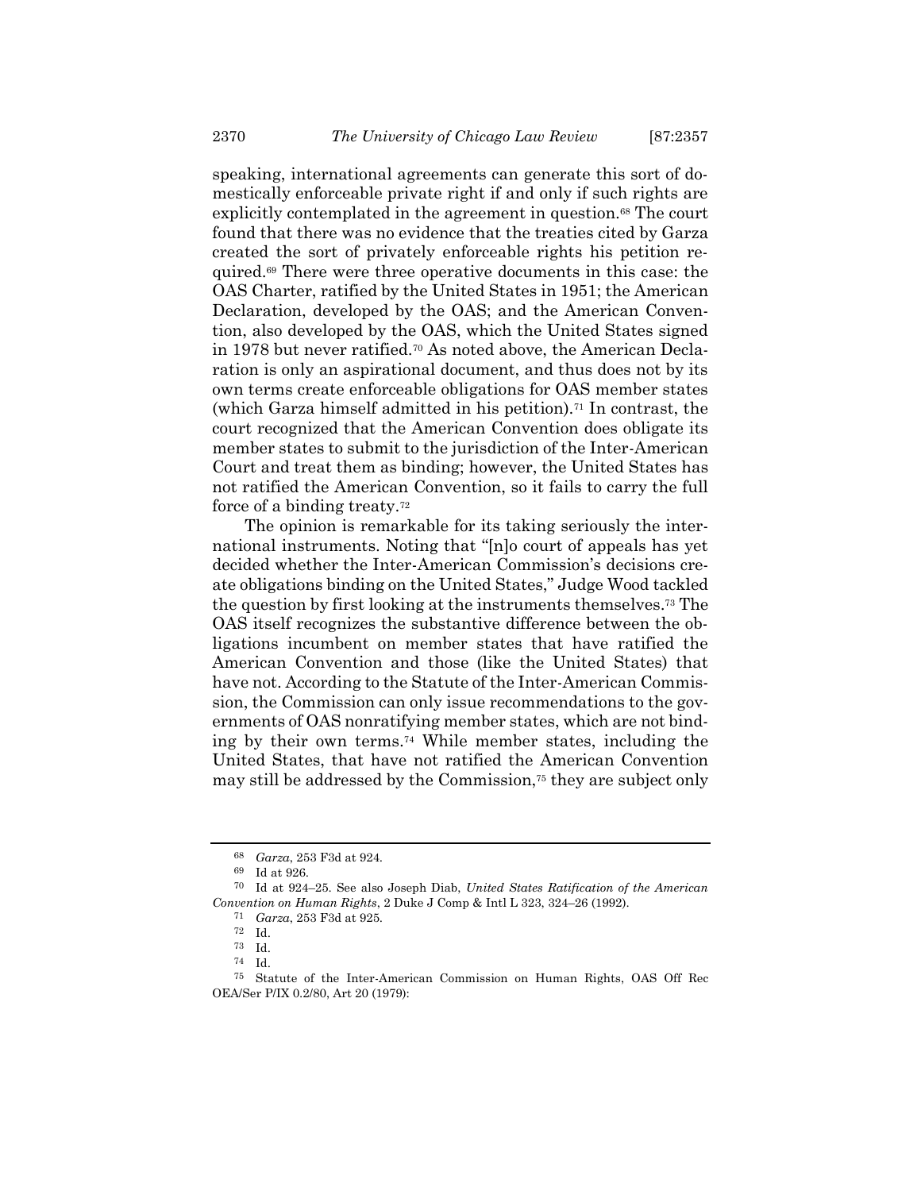speaking, international agreements can generate this sort of domestically enforceable private right if and only if such rights are explicitly contemplated in the agreement in question.[68] The court found that there was no evidence that the treaties cited by Garza created the sort of privately enforceable rights his petition required.[69] There were three operative documents in this case: the OAS Charter, ratified by the United States in 1951; the American Declaration, developed by the OAS; and the American Convention, also developed by the OAS, which the United States signed in 1978 but never ratified.[70] As noted above, the American Declaration is only an aspirational document, and thus does not by its own terms create enforceable obligations for OAS member states (which Garza himself admitted in his petition).[71] In contrast, the court recognized that the American Convention does obligate its member states to submit to the jurisdiction of the Inter-American Court and treat them as binding; however, the United States has not ratified the American Convention, so it fails to carry the full force of a binding treaty.[72]

The opinion is remarkable for its taking seriously the international instruments. Noting that "[n]o court of appeals has yet decided whether the Inter-American Commission's decisions create obligations binding on the United States," Judge Wood tackled the question by first looking at the instruments themselves.[73] The OAS itself recognizes the substantive difference between the obligations incumbent on member states that have ratified the American Convention and those (like the United States) that have not. According to the Statute of the Inter-American Commission, the Commission can only issue recommendations to the governments of OAS nonratifying member states, which are not binding by their own terms.[74] While member states, including the United States, that have not ratified the American Convention may still be addressed by the Commission,[75] they are subject only

---

[68] *Garza*, 253 F3d at 924.

[69] Id at 926.

[70] Id at 924–25. See also Joseph Diab, *United States Ratification of the American Convention on Human Rights*, 2 Duke J Comp & Intl L 323, 324–26 (1992).

[71] *Garza*, 253 F3d at 925.

[72] Id.

[73] Id.

[74] Id.

[75] Statute of the Inter-American Commission on Human Rights, OAS Off Rec OEA/Ser P/IX 0.2/80, Art 20 (1979):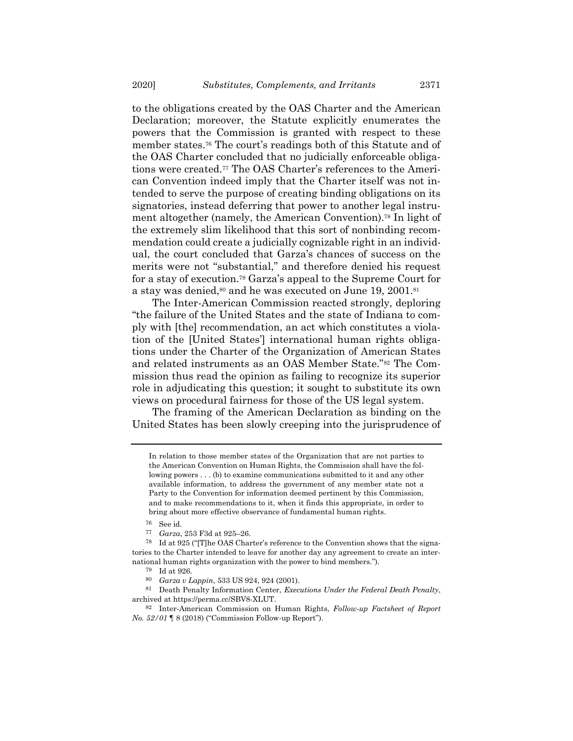to the obligations created by the OAS Charter and the American Declaration; moreover, the Statute explicitly enumerates the powers that the Commission is granted with respect to these member states.[76] The court's readings both of this Statute and of the OAS Charter concluded that no judicially enforceable obligations were created.[77] The OAS Charter's references to the American Convention indeed imply that the Charter itself was not intended to serve the purpose of creating binding obligations on its signatories, instead deferring that power to another legal instrument altogether (namely, the American Convention).[78] In light of the extremely slim likelihood that this sort of nonbinding recommendation could create a judicially cognizable right in an individual, the court concluded that Garza's chances of success on the merits were not "substantial," and therefore denied his request for a stay of execution.[79] Garza's appeal to the Supreme Court for a stay was denied,[80] and he was executed on June 19, 2001.[81]

The Inter-American Commission reacted strongly, deploring "the failure of the United States and the state of Indiana to comply with [the] recommendation, an act which constitutes a violation of the [United States'] international human rights obligations under the Charter of the Organization of American States and related instruments as an OAS Member State."[82] The Commission thus read the opinion as failing to recognize its superior role in adjudicating this question; it sought to substitute its own views on procedural fairness for those of the US legal system.

The framing of the American Declaration as binding on the United States has been slowly creeping into the jurisprudence of

---

In relation to those member states of the Organization that are not parties to the American Convention on Human Rights, the Commission shall have the following powers . . . (b) to examine communications submitted to it and any other available information, to address the government of any member state not a Party to the Convention for information deemed pertinent by this Commission, and to make recommendations to it, when it finds this appropriate, in order to bring about more effective observance of fundamental human rights.

[76] See id.

[77] *Garza*, 253 F3d at 925–26.

[78] Id at 925 ("[T]he OAS Charter's reference to the Convention shows that the signatories to the Charter intended to leave for another day any agreement to create an international human rights organization with the power to bind members.").

[79] Id at 926.

[80] *Garza v Lappin*, 533 US 924, 924 (2001).

[81] Death Penalty Information Center, *Executions Under the Federal Death Penalty*, archived at https://perma.cc/SBV8-XLUT.

[82] Inter-American Commission on Human Rights, *Follow-up Factsheet of Report No. 52/01* ¶ 8 (2018) ("Commission Follow-up Report").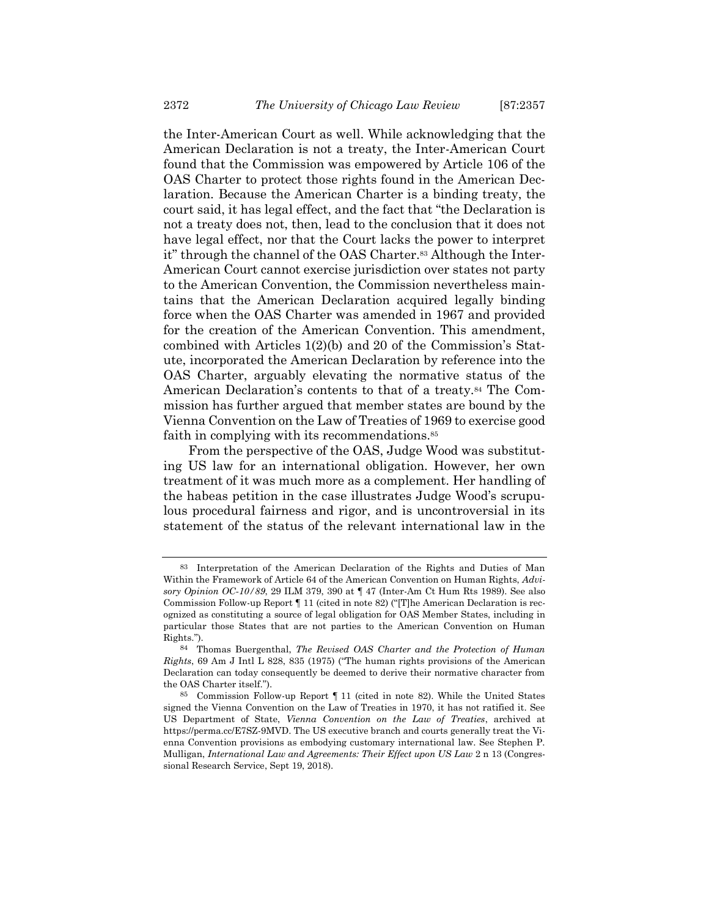the Inter-American Court as well. While acknowledging that the American Declaration is not a treaty, the Inter-American Court found that the Commission was empowered by Article 106 of the OAS Charter to protect those rights found in the American Declaration. Because the American Charter is a binding treaty, the court said, it has legal effect, and the fact that "the Declaration is not a treaty does not, then, lead to the conclusion that it does not have legal effect, nor that the Court lacks the power to interpret it" through the channel of the OAS Charter.[83] Although the Inter-American Court cannot exercise jurisdiction over states not party to the American Convention, the Commission nevertheless maintains that the American Declaration acquired legally binding force when the OAS Charter was amended in 1967 and provided for the creation of the American Convention. This amendment, combined with Articles 1(2)(b) and 20 of the Commission's Statute, incorporated the American Declaration by reference into the OAS Charter, arguably elevating the normative status of the American Declaration's contents to that of a treaty.[84] The Commission has further argued that member states are bound by the Vienna Convention on the Law of Treaties of 1969 to exercise good faith in complying with its recommendations.[85]

From the perspective of the OAS, Judge Wood was substituting US law for an international obligation. However, her own treatment of it was much more as a complement. Her handling of the habeas petition in the case illustrates Judge Wood's scrupulous procedural fairness and rigor, and is uncontroversial in its statement of the status of the relevant international law in the

---

[83] Interpretation of the American Declaration of the Rights and Duties of Man Within the Framework of Article 64 of the American Convention on Human Rights, *Advisory Opinion OC-10/89*, 29 ILM 379, 390 at ¶ 47 (Inter-Am Ct Hum Rts 1989). See also Commission Follow-up Report ¶ 11 (cited in note 82) ("[T]he American Declaration is recognized as constituting a source of legal obligation for OAS Member States, including in particular those States that are not parties to the American Convention on Human Rights.").

[84] Thomas Buergenthal, *The Revised OAS Charter and the Protection of Human Rights*, 69 Am J Intl L 828, 835 (1975) ("The human rights provisions of the American Declaration can today consequently be deemed to derive their normative character from the OAS Charter itself.").

[85] Commission Follow-up Report ¶ 11 (cited in note 82). While the United States signed the Vienna Convention on the Law of Treaties in 1970, it has not ratified it. See US Department of State, *Vienna Convention on the Law of Treaties*, archived at https://perma.cc/E7SZ-9MVD. The US executive branch and courts generally treat the Vienna Convention provisions as embodying customary international law. See Stephen P. Mulligan, *International Law and Agreements: Their Effect upon US Law* 2 n 13 (Congressional Research Service, Sept 19, 2018).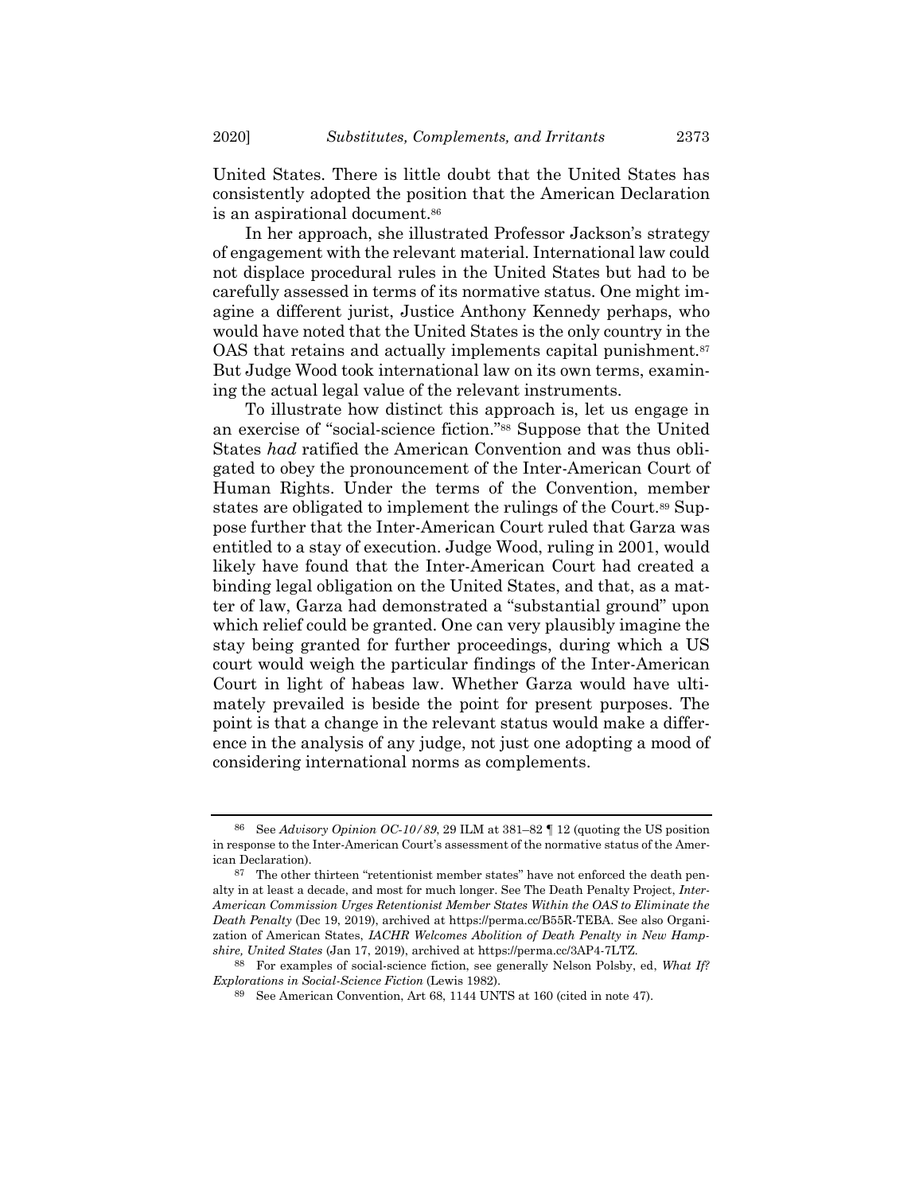United States. There is little doubt that the United States has consistently adopted the position that the American Declaration is an aspirational document.[86]

In her approach, she illustrated Professor Jackson's strategy of engagement with the relevant material. International law could not displace procedural rules in the United States but had to be carefully assessed in terms of its normative status. One might imagine a different jurist, Justice Anthony Kennedy perhaps, who would have noted that the United States is the only country in the OAS that retains and actually implements capital punishment.[87] But Judge Wood took international law on its own terms, examining the actual legal value of the relevant instruments.

To illustrate how distinct this approach is, let us engage in an exercise of "social-science fiction."[88] Suppose that the United States *had* ratified the American Convention and was thus obligated to obey the pronouncement of the Inter-American Court of Human Rights. Under the terms of the Convention, member states are obligated to implement the rulings of the Court.[89] Suppose further that the Inter-American Court ruled that Garza was entitled to a stay of execution. Judge Wood, ruling in 2001, would likely have found that the Inter-American Court had created a binding legal obligation on the United States, and that, as a matter of law, Garza had demonstrated a "substantial ground" upon which relief could be granted. One can very plausibly imagine the stay being granted for further proceedings, during which a US court would weigh the particular findings of the Inter-American Court in light of habeas law. Whether Garza would have ultimately prevailed is beside the point for present purposes. The point is that a change in the relevant status would make a difference in the analysis of any judge, not just one adopting a mood of considering international norms as complements.

---

[86] See *Advisory Opinion OC-10/89*, 29 ILM at 381–82 ¶ 12 (quoting the US position in response to the Inter-American Court's assessment of the normative status of the American Declaration).

[87] The other thirteen "retentionist member states" have not enforced the death penalty in at least a decade, and most for much longer. See The Death Penalty Project, *Inter-American Commission Urges Retentionist Member States Within the OAS to Eliminate the Death Penalty* (Dec 19, 2019), archived at https://perma.cc/B55R-TEBA. See also Organization of American States, *IACHR Welcomes Abolition of Death Penalty in New Hampshire, United States* (Jan 17, 2019), archived at https://perma.cc/3AP4-7LTZ.

[88] For examples of social-science fiction, see generally Nelson Polsby, ed, *What If? Explorations in Social-Science Fiction* (Lewis 1982).

[89] See American Convention, Art 68, 1144 UNTS at 160 (cited in note 47).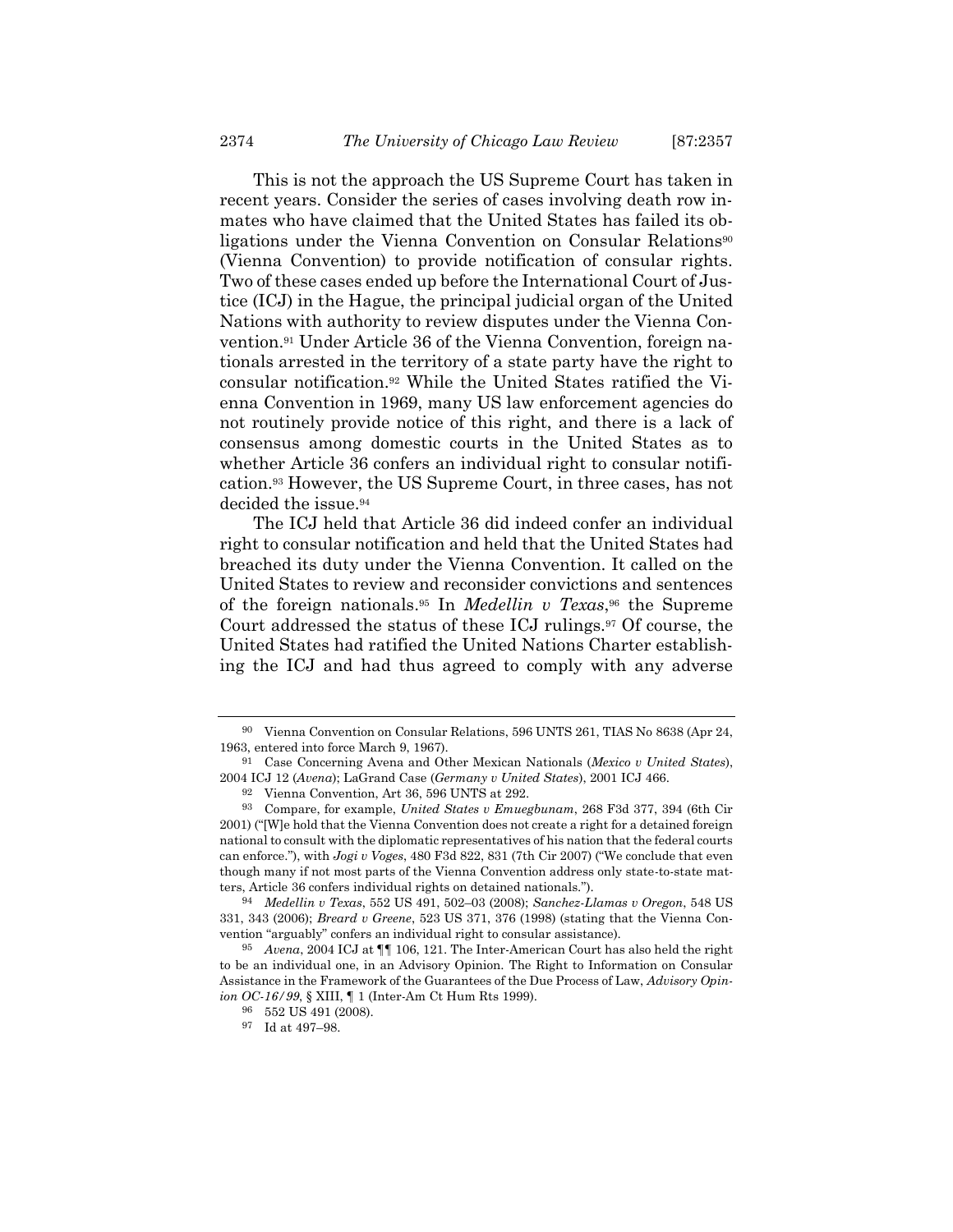This is not the approach the US Supreme Court has taken in recent years. Consider the series of cases involving death row inmates who have claimed that the United States has failed its obligations under the Vienna Convention on Consular Relations[90] (Vienna Convention) to provide notification of consular rights. Two of these cases ended up before the International Court of Justice (ICJ) in the Hague, the principal judicial organ of the United Nations with authority to review disputes under the Vienna Convention.[91] Under Article 36 of the Vienna Convention, foreign nationals arrested in the territory of a state party have the right to consular notification.[92] While the United States ratified the Vienna Convention in 1969, many US law enforcement agencies do not routinely provide notice of this right, and there is a lack of consensus among domestic courts in the United States as to whether Article 36 confers an individual right to consular notification.[93] However, the US Supreme Court, in three cases, has not decided the issue.[94]

The ICJ held that Article 36 did indeed confer an individual right to consular notification and held that the United States had breached its duty under the Vienna Convention. It called on the United States to review and reconsider convictions and sentences of the foreign nationals.[95] In *Medellin v Texas*,[96] the Supreme Court addressed the status of these ICJ rulings.[97] Of course, the United States had ratified the United Nations Charter establishing the ICJ and had thus agreed to comply with any adverse

---

[90] Vienna Convention on Consular Relations, 596 UNTS 261, TIAS No 8638 (Apr 24, 1963, entered into force March 9, 1967).

[91] Case Concerning Avena and Other Mexican Nationals (*Mexico v United States*), 2004 ICJ 12 (*Avena*); LaGrand Case (*Germany v United States*), 2001 ICJ 466.

[92] Vienna Convention, Art 36, 596 UNTS at 292.

[93] Compare, for example, *United States v Emuegbunam*, 268 F3d 377, 394 (6th Cir 2001) ("[W]e hold that the Vienna Convention does not create a right for a detained foreign national to consult with the diplomatic representatives of his nation that the federal courts can enforce."), with *Jogi v Voges*, 480 F3d 822, 831 (7th Cir 2007) ("We conclude that even though many if not most parts of the Vienna Convention address only state-to-state matters, Article 36 confers individual rights on detained nationals.").

[94] *Medellin v Texas*, 552 US 491, 502–03 (2008); *Sanchez-Llamas v Oregon*, 548 US 331, 343 (2006); *Breard v Greene*, 523 US 371, 376 (1998) (stating that the Vienna Convention "arguably" confers an individual right to consular assistance).

[95] *Avena*, 2004 ICJ at ¶¶ 106, 121. The Inter-American Court has also held the right to be an individual one, in an Advisory Opinion. The Right to Information on Consular Assistance in the Framework of the Guarantees of the Due Process of Law, *Advisory Opinion OC-16/99*, § XIII, ¶ 1 (Inter-Am Ct Hum Rts 1999).

[96] 552 US 491 (2008).

[97] Id at 497–98.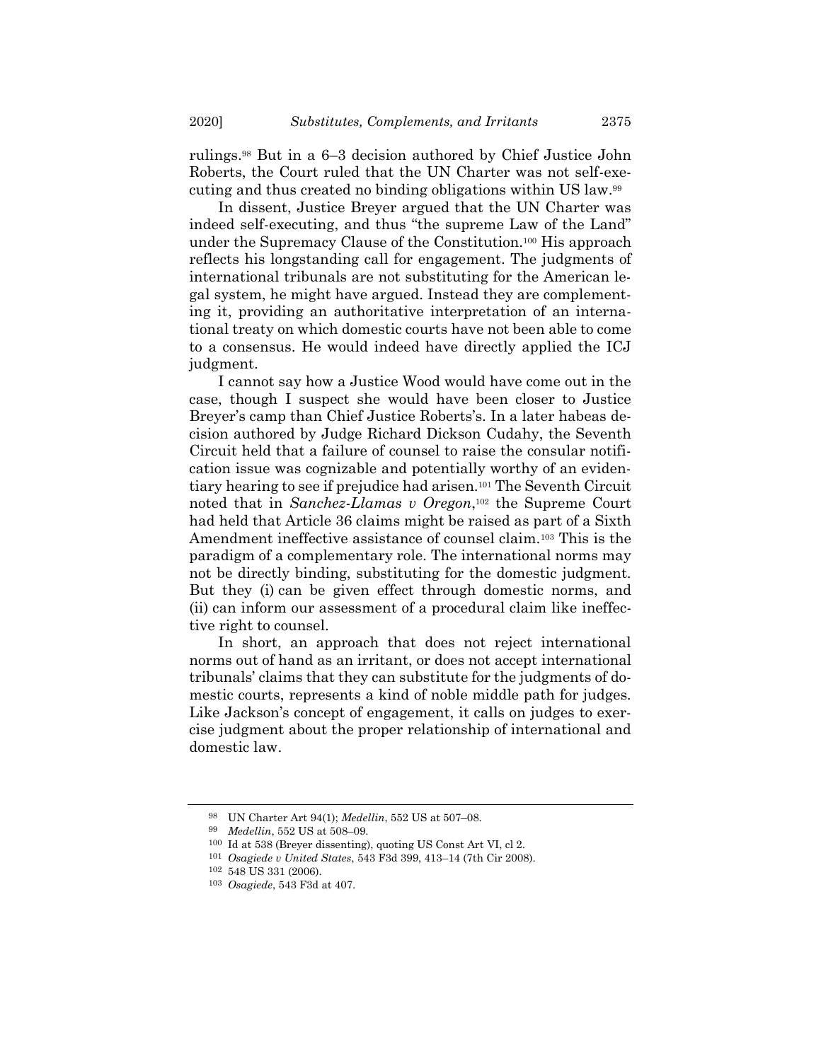rulings.[98] But in a 6–3 decision authored by Chief Justice John Roberts, the Court ruled that the UN Charter was not self-executing and thus created no binding obligations within US law.[99]

In dissent, Justice Breyer argued that the UN Charter was indeed self-executing, and thus "the supreme Law of the Land" under the Supremacy Clause of the Constitution.[100] His approach reflects his longstanding call for engagement. The judgments of international tribunals are not substituting for the American legal system, he might have argued. Instead they are complementing it, providing an authoritative interpretation of an international treaty on which domestic courts have not been able to come to a consensus. He would indeed have directly applied the ICJ judgment.

I cannot say how a Justice Wood would have come out in the case, though I suspect she would have been closer to Justice Breyer's camp than Chief Justice Roberts's. In a later habeas decision authored by Judge Richard Dickson Cudahy, the Seventh Circuit held that a failure of counsel to raise the consular notification issue was cognizable and potentially worthy of an evidentiary hearing to see if prejudice had arisen.[101] The Seventh Circuit noted that in *Sanchez-Llamas v Oregon*,[102] the Supreme Court had held that Article 36 claims might be raised as part of a Sixth Amendment ineffective assistance of counsel claim.[103] This is the paradigm of a complementary role. The international norms may not be directly binding, substituting for the domestic judgment. But they (i) can be given effect through domestic norms, and (ii) can inform our assessment of a procedural claim like ineffective right to counsel.

In short, an approach that does not reject international norms out of hand as an irritant, or does not accept international tribunals' claims that they can substitute for the judgments of domestic courts, represents a kind of noble middle path for judges. Like Jackson's concept of engagement, it calls on judges to exercise judgment about the proper relationship of international and domestic law.

---

[98] UN Charter Art 94(1); *Medellin*, 552 US at 507–08.

[99] *Medellin*, 552 US at 508–09.

[100] Id at 538 (Breyer dissenting), quoting US Const Art VI, cl 2.

[101] *Osagiede v United States*, 543 F3d 399, 413–14 (7th Cir 2008).

[102] 548 US 331 (2006).

[103] *Osagiede*, 543 F3d at 407.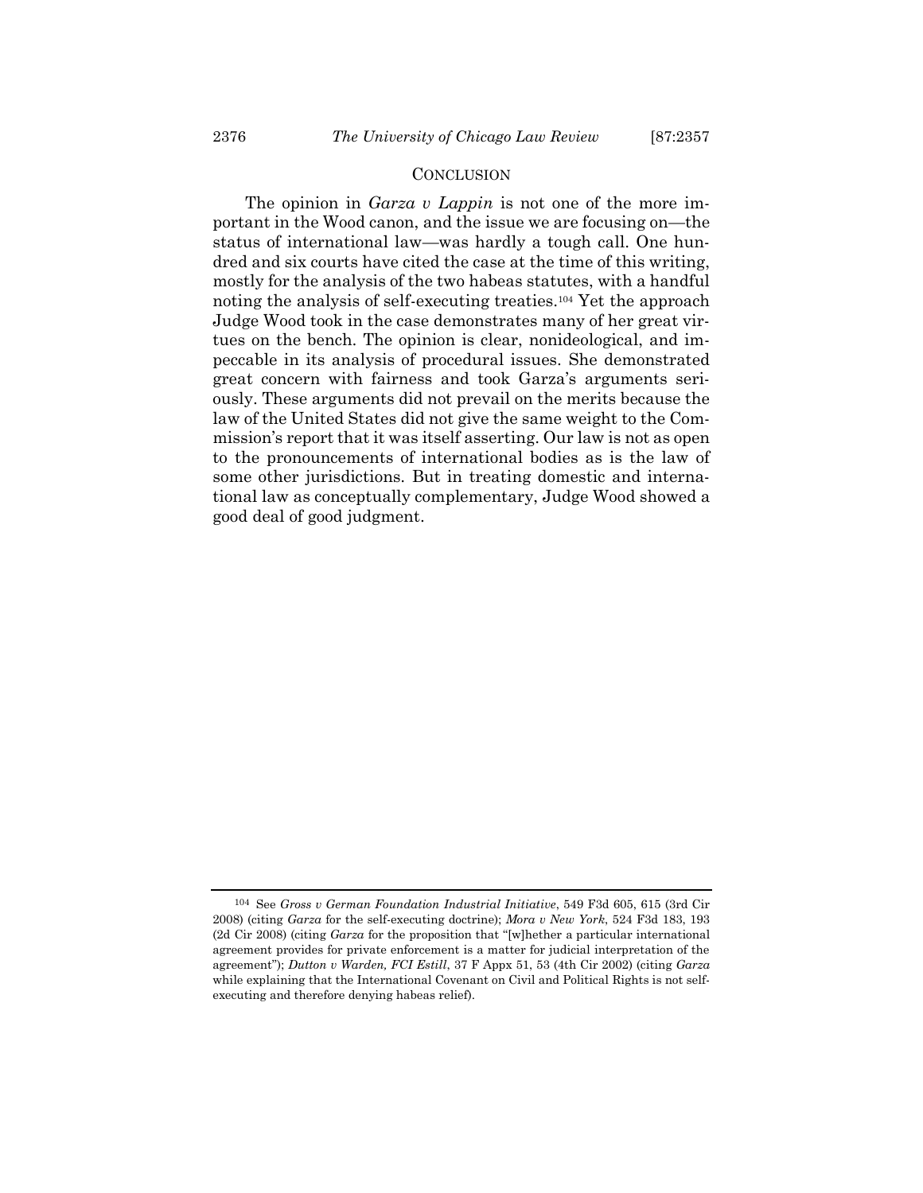## CONCLUSION

The opinion in *Garza v Lappin* is not one of the more important in the Wood canon, and the issue we are focusing on—the status of international law—was hardly a tough call. One hundred and six courts have cited the case at the time of this writing, mostly for the analysis of the two habeas statutes, with a handful noting the analysis of self-executing treaties.[104] Yet the approach Judge Wood took in the case demonstrates many of her great virtues on the bench. The opinion is clear, nonideological, and impeccable in its analysis of procedural issues. She demonstrated great concern with fairness and took Garza's arguments seriously. These arguments did not prevail on the merits because the law of the United States did not give the same weight to the Commission's report that it was itself asserting. Our law is not as open to the pronouncements of international bodies as is the law of some other jurisdictions. But in treating domestic and international law as conceptually complementary, Judge Wood showed a good deal of good judgment.

---

[104] See *Gross v German Foundation Industrial Initiative*, 549 F3d 605, 615 (3rd Cir 2008) (citing *Garza* for the self-executing doctrine); *Mora v New York*, 524 F3d 183, 193 (2d Cir 2008) (citing *Garza* for the proposition that "[w]hether a particular international agreement provides for private enforcement is a matter for judicial interpretation of the agreement"); *Dutton v Warden, FCI Estill*, 37 F Appx 51, 53 (4th Cir 2002) (citing *Garza* while explaining that the International Covenant on Civil and Political Rights is not self-executing and therefore denying habeas relief).